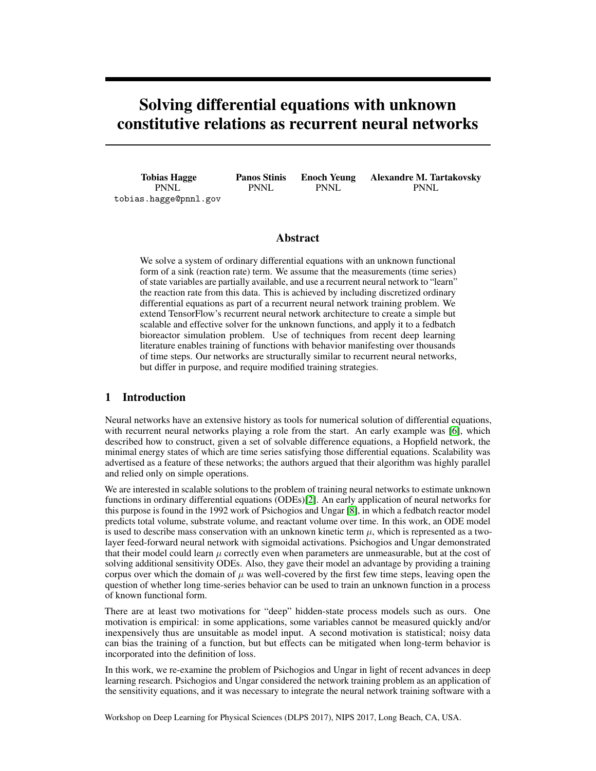# Solving differential equations with unknown constitutive relations as recurrent neural networks

**Tobias Hagge**
PNNL
tobias.hagge@pnnl.gov

**Panos Stinis**
PNNL

**Enoch Yeung**
PNNL

**Alexandre M. Tartakovsky**
PNNL

## Abstract

We solve a system of ordinary differential equations with an unknown functional form of a sink (reaction rate) term. We assume that the measurements (time series) of state variables are partially available, and use a recurrent neural network to "learn" the reaction rate from this data. This is achieved by including discretized ordinary differential equations as part of a recurrent neural network training problem. We extend TensorFlow's recurrent neural network architecture to create a simple but scalable and effective solver for the unknown functions, and apply it to a fedbatch bioreactor simulation problem. Use of techniques from recent deep learning literature enables training of functions with behavior manifesting over thousands of time steps. Our networks are structurally similar to recurrent neural networks, but differ in purpose, and require modified training strategies.

## 1 Introduction

Neural networks have an extensive history as tools for numerical solution of differential equations, with recurrent neural networks playing a role from the start. An early example was [6], which described how to construct, given a set of solvable difference equations, a Hopfield network, the minimal energy states of which are time series satisfying those differential equations. Scalability was advertised as a feature of these networks; the authors argued that their algorithm was highly parallel and relied only on simple operations.

We are interested in scalable solutions to the problem of training neural networks to estimate unknown functions in ordinary differential equations (ODEs)[2]. An early application of neural networks for this purpose is found in the 1992 work of Psichogios and Ungar [8], in which a fedbatch reactor model predicts total volume, substrate volume, and reactant volume over time. In this work, an ODE model is used to describe mass conservation with an unknown kinetic term $\mu$, which is represented as a two-layer feed-forward neural network with sigmoidal activations. Psichogios and Ungar demonstrated that their model could learn $\mu$ correctly even when parameters are unmeasurable, but at the cost of solving additional sensitivity ODEs. Also, they gave their model an advantage by providing a training corpus over which the domain of $\mu$ was well-covered by the first few time steps, leaving open the question of whether long time-series behavior can be used to train an unknown function in a process of known functional form.

There are at least two motivations for "deep" hidden-state process models such as ours. One motivation is empirical: in some applications, some variables cannot be measured quickly and/or inexpensively thus are unsuitable as model input. A second motivation is statistical; noisy data can bias the training of a function, but but effects can be mitigated when long-term behavior is incorporated into the definition of loss.

In this work, we re-examine the problem of Psichogios and Ungar in light of recent advances in deep learning research. Psichogios and Ungar considered the network training problem as an application of the sensitivity equations, and it was necessary to integrate the neural network training software with a

Workshop on Deep Learning for Physical Sciences (DLPS 2017), NIPS 2017, Long Beach, CA, USA.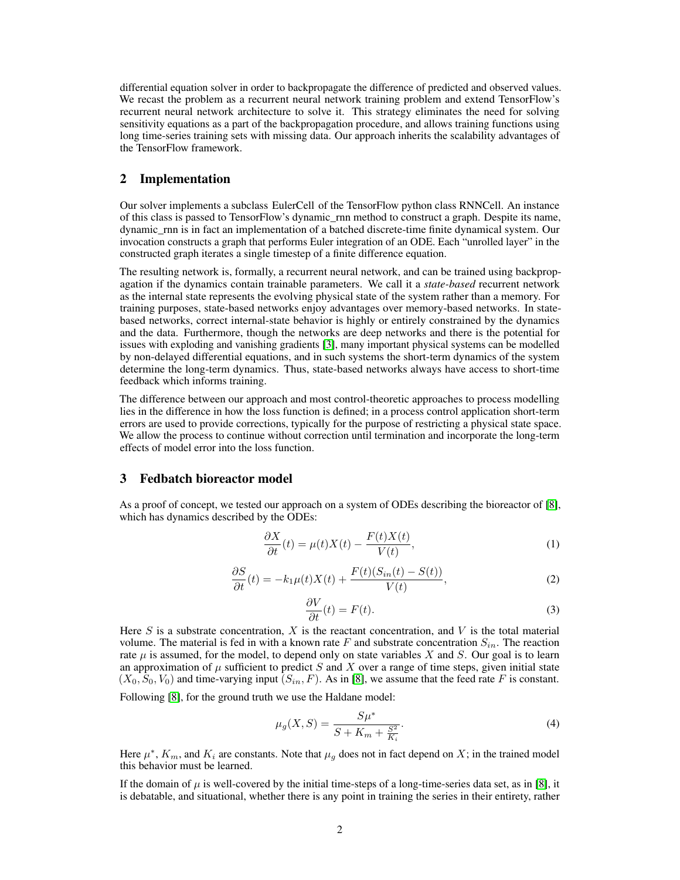differential equation solver in order to backpropagate the difference of predicted and observed values. We recast the problem as a recurrent neural network training problem and extend TensorFlow's recurrent neural network architecture to solve it. This strategy eliminates the need for solving sensitivity equations as a part of the backpropagation procedure, and allows training functions using long time-series training sets with missing data. Our approach inherits the scalability advantages of the TensorFlow framework.

## 2 Implementation

Our solver implements a subclass EulerCell of the TensorFlow python class RNNCell. An instance of this class is passed to TensorFlow's dynamic_rnn method to construct a graph. Despite its name, dynamic_rnn is in fact an implementation of a batched discrete-time finite dynamical system. Our invocation constructs a graph that performs Euler integration of an ODE. Each "unrolled layer" in the constructed graph iterates a single timestep of a finite difference equation.

The resulting network is, formally, a recurrent neural network, and can be trained using backpropagation if the dynamics contain trainable parameters. We call it a *state-based* recurrent network as the internal state represents the evolving physical state of the system rather than a memory. For training purposes, state-based networks enjoy advantages over memory-based networks. In state-based networks, correct internal-state behavior is highly or entirely constrained by the dynamics and the data. Furthermore, though the networks are deep networks and there is the potential for issues with exploding and vanishing gradients [3], many important physical systems can be modelled by non-delayed differential equations, and in such systems the short-term dynamics of the system determine the long-term dynamics. Thus, state-based networks always have access to short-time feedback which informs training.

The difference between our approach and most control-theoretic approaches to process modelling lies in the difference in how the loss function is defined; in a process control application short-term errors are used to provide corrections, typically for the purpose of restricting a physical state space. We allow the process to continue without correction until termination and incorporate the long-term effects of model error into the loss function.

## 3 Fedbatch bioreactor model

As a proof of concept, we tested our approach on a system of ODEs describing the bioreactor of [8], which has dynamics described by the ODEs:

$$\frac{\partial X}{\partial t}(t) = \mu(t)X(t) - \frac{F(t)X(t)}{V(t)}, \tag{1}$$

$$\frac{\partial S}{\partial t}(t) = -k_1\mu(t)X(t) + \frac{F(t)(S_{in}(t) - S(t))}{V(t)}, \tag{2}$$

$$\frac{\partial V}{\partial t}(t) = F(t). \tag{3}$$

Here $S$ is a substrate concentration, $X$ is the reactant concentration, and $V$ is the total material volume. The material is fed in with a known rate $F$ and substrate concentration $S_{in}$. The reaction rate $\mu$ is assumed, for the model, to depend only on state variables $X$ and $S$. Our goal is to learn an approximation of $\mu$ sufficient to predict $S$ and $X$ over a range of time steps, given initial state $(X_0, S_0, V_0)$ and time-varying input $(S_{in}, F)$. As in [8], we assume that the feed rate $F$ is constant.

Following [8], for the ground truth we use the Haldane model:

$$\mu_g(X, S) = \frac{S\mu^*}{S + K_m + \frac{S^2}{K_i}}. \tag{4}$$

Here $\mu^*$, $K_m$, and $K_i$ are constants. Note that $\mu_g$ does not in fact depend on $X$; in the trained model this behavior must be learned.

If the domain of $\mu$ is well-covered by the initial time-steps of a long-time-series data set, as in [8], it is debatable, and situational, whether there is any point in training the series in their entirety, rather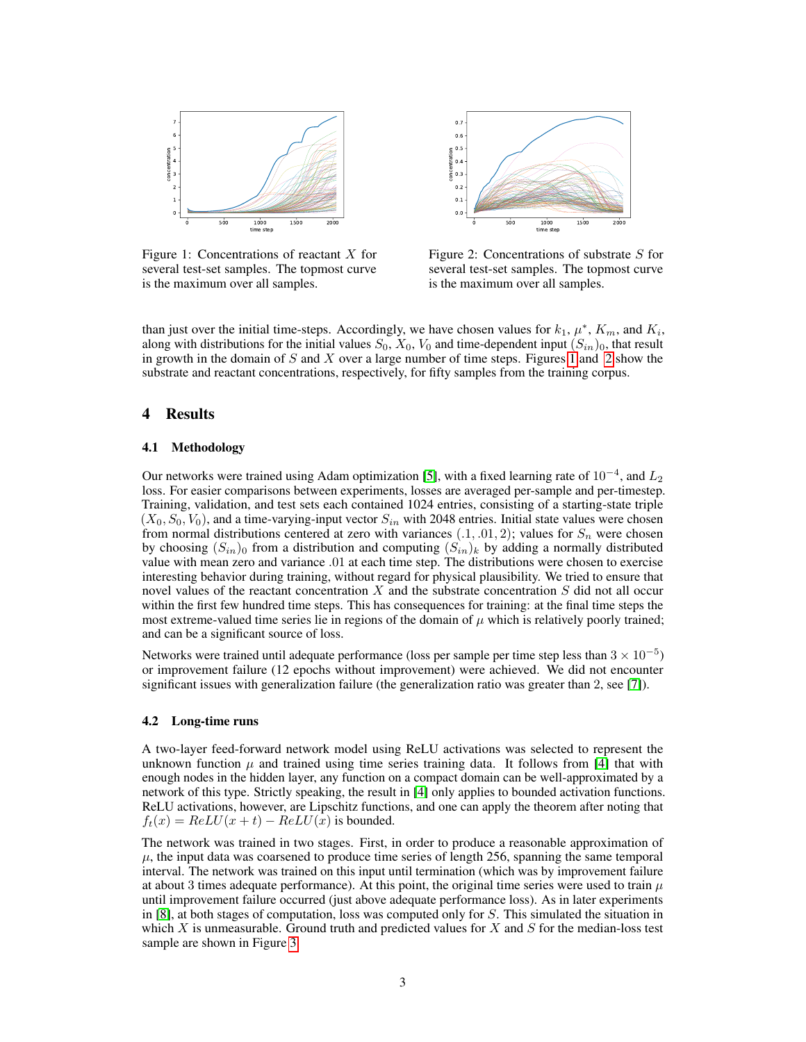Figure 1: Concentrations of reactant $X$ for several test-set samples. The topmost curve is the maximum over all samples.

Figure 2: Concentrations of substrate $S$ for several test-set samples. The topmost curve is the maximum over all samples.

than just over the initial time-steps. Accordingly, we have chosen values for $k_1$, $\mu^*$, $K_m$, and $K_i$, along with distributions for the initial values $S_0$, $X_0$, $V_0$ and time-dependent input $(S_{in})_0$, that result in growth in the domain of $S$ and $X$ over a large number of time steps. Figures 1 and 2 show the substrate and reactant concentrations, respectively, for fifty samples from the training corpus.

## 4 Results

### 4.1 Methodology

Our networks were trained using Adam optimization [5], with a fixed learning rate of $10^{-4}$, and $L_2$ loss. For easier comparisons between experiments, losses are averaged per-sample and per-timestep. Training, validation, and test sets each contained 1024 entries, consisting of a starting-state triple $(X_0, S_0, V_0)$, and a time-varying-input vector $S_{in}$ with 2048 entries. Initial state values were chosen from normal distributions centered at zero with variances $(.1, .01, 2)$; values for $S_n$ were chosen by choosing $(S_{in})_0$ from a distribution and computing $(S_{in})_k$ by adding a normally distributed value with mean zero and variance .01 at each time step. The distributions were chosen to exercise interesting behavior during training, without regard for physical plausibility. We tried to ensure that novel values of the reactant concentration $X$ and the substrate concentration $S$ did not all occur within the first few hundred time steps. This has consequences for training: at the final time steps the most extreme-valued time series lie in regions of the domain of $\mu$ which is relatively poorly trained; and can be a significant source of loss.

Networks were trained until adequate performance (loss per sample per time step less than $3 \times 10^{-5}$) or improvement failure (12 epochs without improvement) were achieved. We did not encounter significant issues with generalization failure (the generalization ratio was greater than 2, see [7]).

### 4.2 Long-time runs

A two-layer feed-forward network model using ReLU activations was selected to represent the unknown function $\mu$ and trained using time series training data. It follows from [4] that with enough nodes in the hidden layer, any function on a compact domain can be well-approximated by a network of this type. Strictly speaking, the result in [4] only applies to bounded activation functions. ReLU activations, however, are Lipschitz functions, and one can apply the theorem after noting that $f_t(x) = ReLU(x + t) - ReLU(x)$ is bounded.

The network was trained in two stages. First, in order to produce a reasonable approximation of $\mu$, the input data was coarsened to produce time series of length 256, spanning the same temporal interval. The network was trained on this input until termination (which was by improvement failure at about 3 times adequate performance). At this point, the original time series were used to train $\mu$ until improvement failure occurred (just above adequate performance loss). As in later experiments in [8], at both stages of computation, loss was computed only for $S$. This simulated the situation in which $X$ is unmeasurable. Ground truth and predicted values for $X$ and $S$ for the median-loss test sample are shown in Figure 3.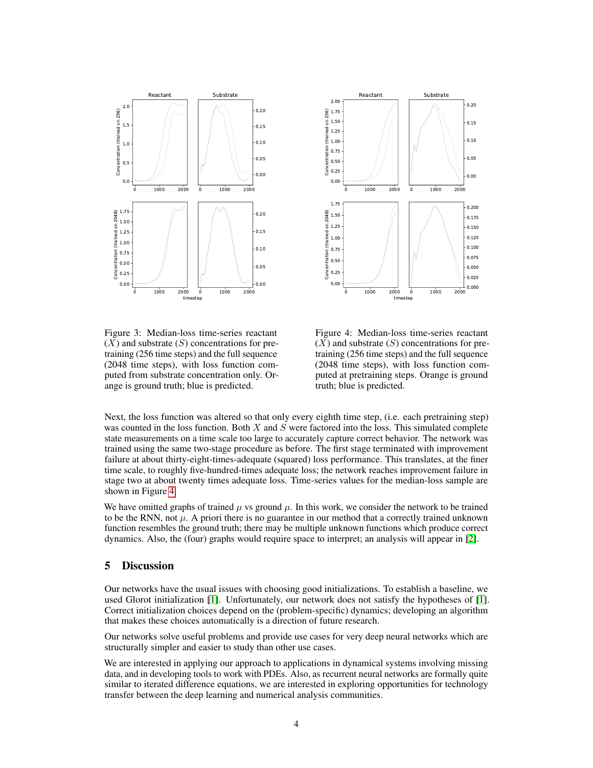Figure 3: Median-loss time-series reactant ($X$) and substrate ($S$) concentrations for pretraining (256 time steps) and the full sequence (2048 time steps), with loss function computed from substrate concentration only. Orange is ground truth; blue is predicted.

Figure 4: Median-loss time-series reactant ($X$) and substrate ($S$) concentrations for pretraining (256 time steps) and the full sequence (2048 time steps), with loss function computed at pretraining steps. Orange is ground truth; blue is predicted.

Next, the loss function was altered so that only every eighth time step, (i.e. each pretraining step) was counted in the loss function. Both $X$ and $S$ were factored into the loss. This simulated complete state measurements on a time scale too large to accurately capture correct behavior. The network was trained using the same two-stage procedure as before. The first stage terminated with improvement failure at about thirty-eight-times-adequate (squared) loss performance. This translates, at the finer time scale, to roughly five-hundred-times adequate loss; the network reaches improvement failure in stage two at about twenty times adequate loss. Time-series values for the median-loss sample are shown in Figure 4.

We have omitted graphs of trained $\mu$ vs ground $\mu$. In this work, we consider the network to be trained to be the RNN, not $\mu$. A priori there is no guarantee in our method that a correctly trained unknown function resembles the ground truth; there may be multiple unknown functions which produce correct dynamics. Also, the (four) graphs would require space to interpret; an analysis will appear in [2].

## 5 Discussion

Our networks have the usual issues with choosing good initializations. To establish a baseline, we used Glorot initialization [1]. Unfortunately, our network does not satisfy the hypotheses of [1]. Correct initialization choices depend on the (problem-specific) dynamics; developing an algorithm that makes these choices automatically is a direction of future research.

Our networks solve useful problems and provide use cases for very deep neural networks which are structurally simpler and easier to study than other use cases.

We are interested in applying our approach to applications in dynamical systems involving missing data, and in developing tools to work with PDEs. Also, as recurrent neural networks are formally quite similar to iterated difference equations, we are interested in exploring opportunities for technology transfer between the deep learning and numerical analysis communities.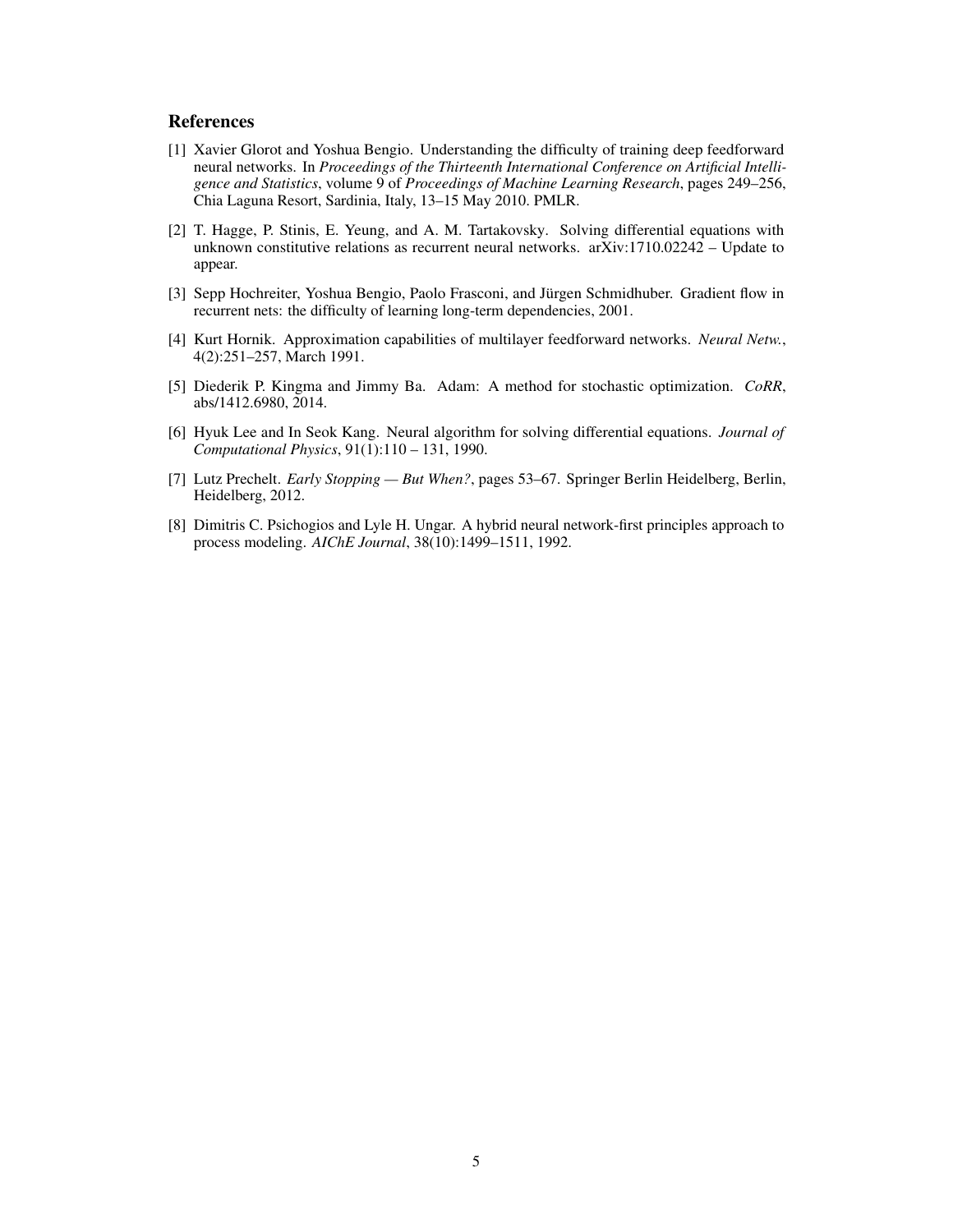## References

[1] Xavier Glorot and Yoshua Bengio. Understanding the difficulty of training deep feedforward neural networks. In *Proceedings of the Thirteenth International Conference on Artificial Intelligence and Statistics*, volume 9 of *Proceedings of Machine Learning Research*, pages 249–256, Chia Laguna Resort, Sardinia, Italy, 13–15 May 2010. PMLR.

[2] T. Hagge, P. Stinis, E. Yeung, and A. M. Tartakovsky. Solving differential equations with unknown constitutive relations as recurrent neural networks. arXiv:1710.02242 – Update to appear.

[3] Sepp Hochreiter, Yoshua Bengio, Paolo Frasconi, and Jürgen Schmidhuber. Gradient flow in recurrent nets: the difficulty of learning long-term dependencies, 2001.

[4] Kurt Hornik. Approximation capabilities of multilayer feedforward networks. *Neural Netw.*, 4(2):251–257, March 1991.

[5] Diederik P. Kingma and Jimmy Ba. Adam: A method for stochastic optimization. *CoRR*, abs/1412.6980, 2014.

[6] Hyuk Lee and In Seok Kang. Neural algorithm for solving differential equations. *Journal of Computational Physics*, 91(1):110 – 131, 1990.

[7] Lutz Prechelt. *Early Stopping — But When?*, pages 53–67. Springer Berlin Heidelberg, Berlin, Heidelberg, 2012.

[8] Dimitris C. Psichogios and Lyle H. Ungar. A hybrid neural network-first principles approach to process modeling. *AIChE Journal*, 38(10):1499–1511, 1992.